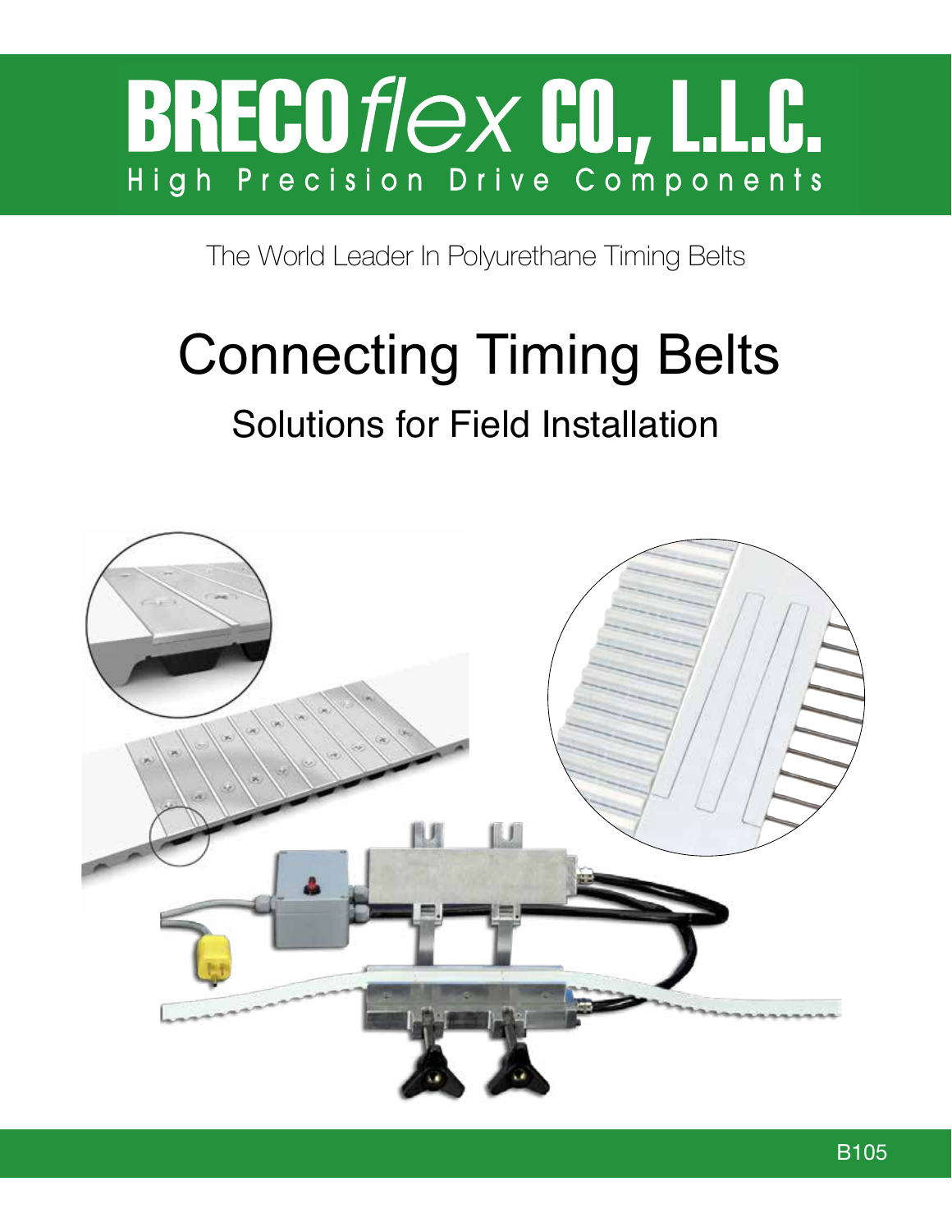# BRECO*flex* CO., L.L.C.

High Precision Drive Components

The World Leader In Polyurethane Timing Belts

# Connecting Timing Belts

## Solutions for Field Installation

B105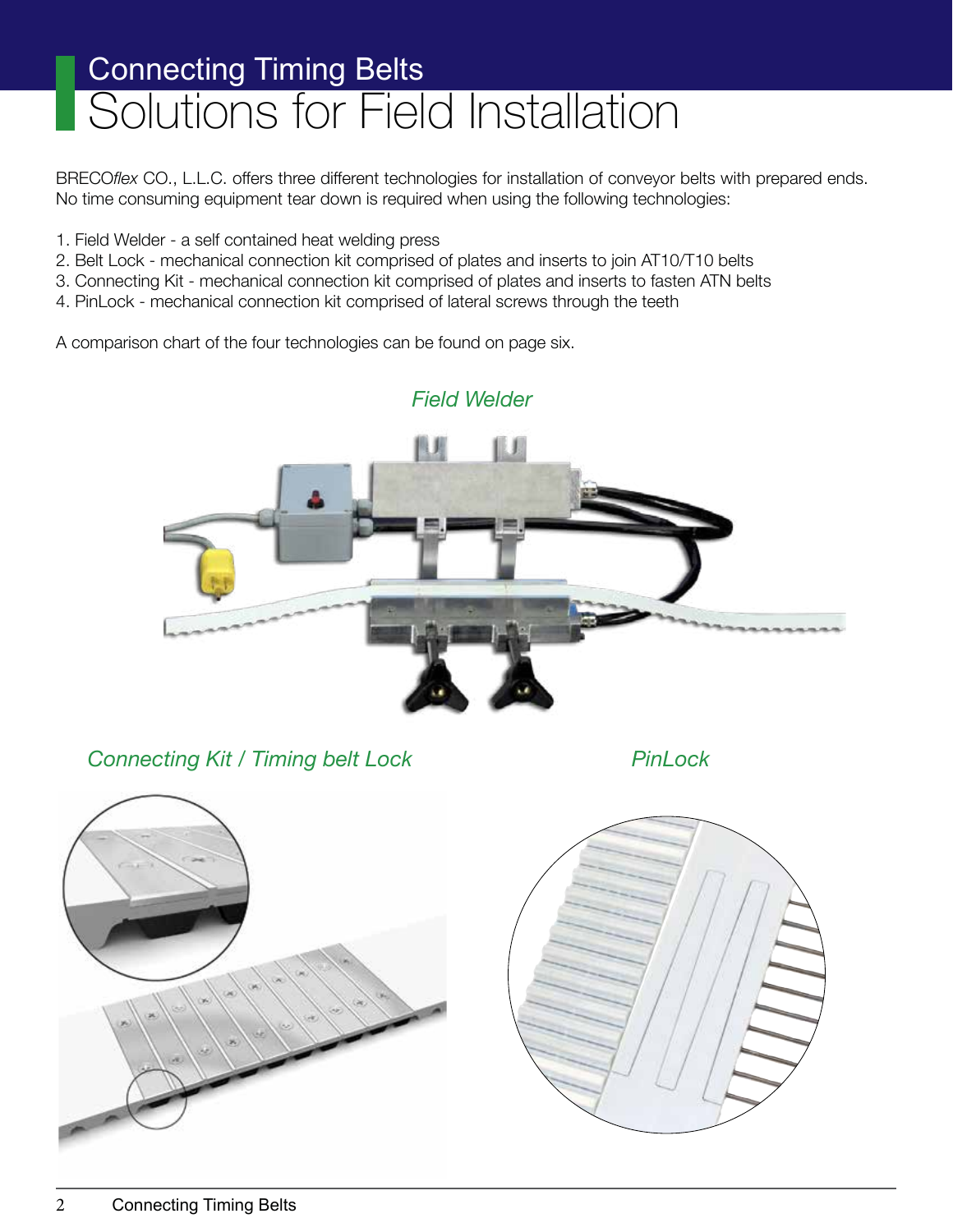# Connecting Timing Belts

## Solutions for Field Installation

BRECO*flex* CO., L.L.C. offers three different technologies for installation of conveyor belts with prepared ends. No time consuming equipment tear down is required when using the following technologies:

1. Field Welder - a self contained heat welding press
2. Belt Lock - mechanical connection kit comprised of plates and inserts to join AT10/T10 belts
3. Connecting Kit - mechanical connection kit comprised of plates and inserts to fasten ATN belts
4. PinLock - mechanical connection kit comprised of lateral screws through the teeth

A comparison chart of the four technologies can be found on page six.

*Field Welder*

*Connecting Kit / Timing belt Lock*

*PinLock*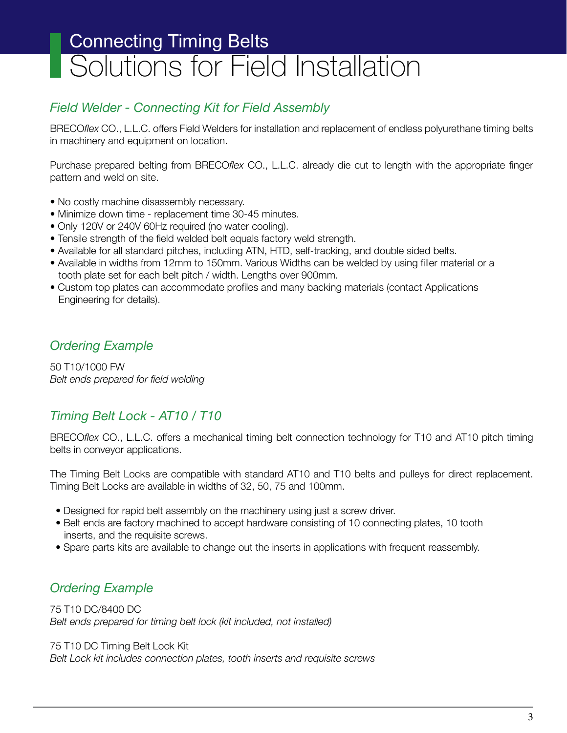# Connecting Timing Belts
# Solutions for Field Installation

## *Field Welder - Connecting Kit for Field Assembly*

BRECO*flex* CO., L.L.C. offers Field Welders for installation and replacement of endless polyurethane timing belts in machinery and equipment on location.

Purchase prepared belting from BRECO*flex* CO., L.L.C. already die cut to length with the appropriate finger pattern and weld on site.

- No costly machine disassembly necessary.
- Minimize down time - replacement time 30-45 minutes.
- Only 120V or 240V 60Hz required (no water cooling).
- Tensile strength of the field welded belt equals factory weld strength.
- Available for all standard pitches, including ATN, HTD, self-tracking, and double sided belts.
- Available in widths from 12mm to 150mm. Various Widths can be welded by using filler material or a tooth plate set for each belt pitch / width. Lengths over 900mm.
- Custom top plates can accommodate profiles and many backing materials (contact Applications Engineering for details).

## *Ordering Example*

50 T10/1000 FW
*Belt ends prepared for field welding*

## *Timing Belt Lock - AT10 / T10*

BRECO*flex* CO., L.L.C. offers a mechanical timing belt connection technology for T10 and AT10 pitch timing belts in conveyor applications.

The Timing Belt Locks are compatible with standard AT10 and T10 belts and pulleys for direct replacement. Timing Belt Locks are available in widths of 32, 50, 75 and 100mm.

- Designed for rapid belt assembly on the machinery using just a screw driver.
- Belt ends are factory machined to accept hardware consisting of 10 connecting plates, 10 tooth inserts, and the requisite screws.
- Spare parts kits are available to change out the inserts in applications with frequent reassembly.

## *Ordering Example*

75 T10 DC/8400 DC
*Belt ends prepared for timing belt lock (kit included, not installed)*

75 T10 DC Timing Belt Lock Kit
*Belt Lock kit includes connection plates, tooth inserts and requisite screws*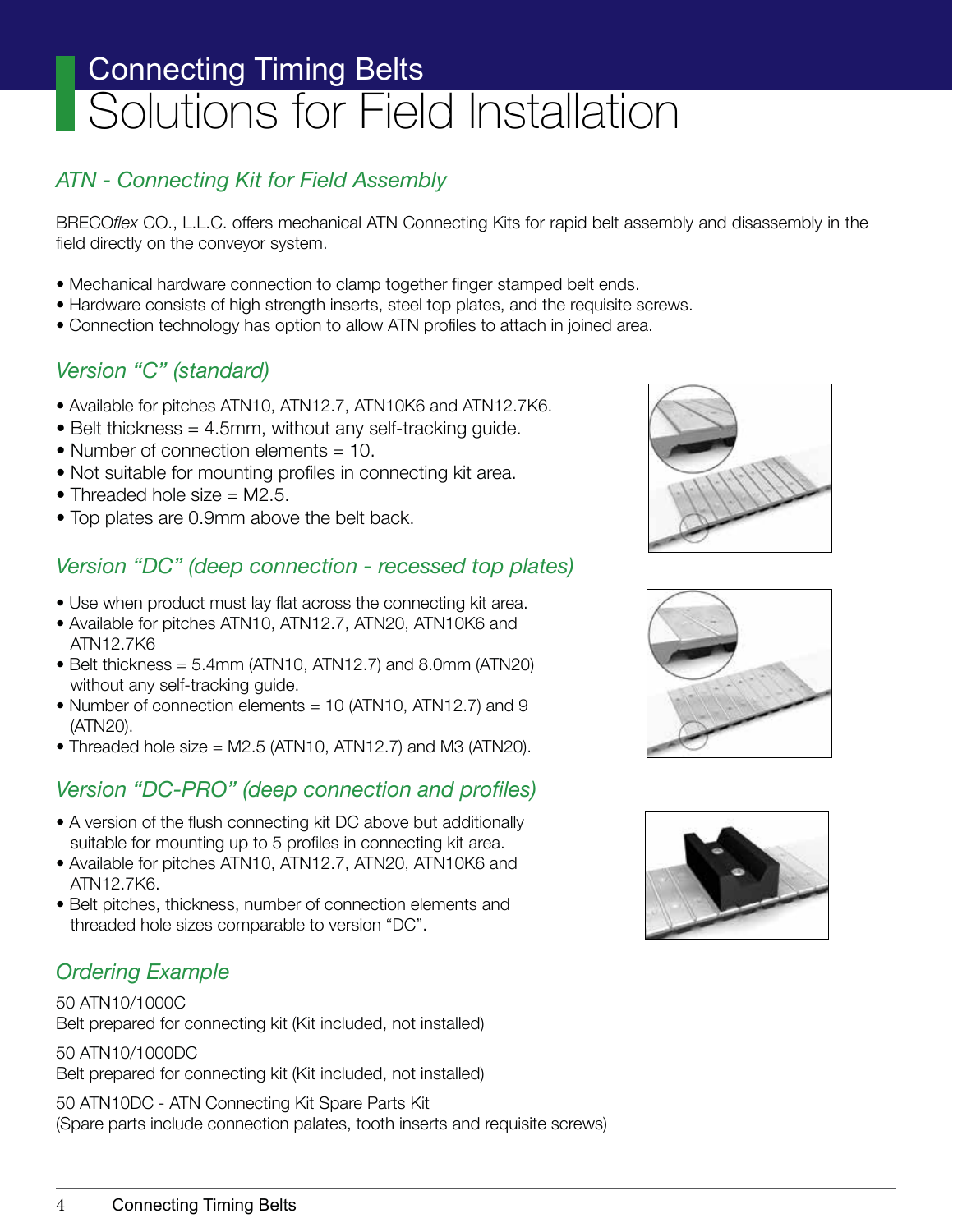# Connecting Timing Belts
# Solutions for Field Installation

## *ATN - Connecting Kit for Field Assembly*

BRECO*flex* CO., L.L.C. offers mechanical ATN Connecting Kits for rapid belt assembly and disassembly in the field directly on the conveyor system.

- Mechanical hardware connection to clamp together finger stamped belt ends.
- Hardware consists of high strength inserts, steel top plates, and the requisite screws.
- Connection technology has option to allow ATN profiles to attach in joined area.

## *Version "C" (standard)*

- Available for pitches ATN10, ATN12.7, ATN10K6 and ATN12.7K6.
- Belt thickness = 4.5mm, without any self-tracking guide.
- Number of connection elements = 10.
- Not suitable for mounting profiles in connecting kit area.
- Threaded hole size = M2.5.
- Top plates are 0.9mm above the belt back.

## *Version "DC" (deep connection - recessed top plates)*

- Use when product must lay flat across the connecting kit area.
- Available for pitches ATN10, ATN12.7, ATN20, ATN10K6 and ATN12.7K6
- Belt thickness = 5.4mm (ATN10, ATN12.7) and 8.0mm (ATN20) without any self-tracking guide.
- Number of connection elements = 10 (ATN10, ATN12.7) and 9 (ATN20).
- Threaded hole size = M2.5 (ATN10, ATN12.7) and M3 (ATN20).

## *Version "DC-PRO" (deep connection and profiles)*

- A version of the flush connecting kit DC above but additionally suitable for mounting up to 5 profiles in connecting kit area.
- Available for pitches ATN10, ATN12.7, ATN20, ATN10K6 and ATN12.7K6.
- Belt pitches, thickness, number of connection elements and threaded hole sizes comparable to version "DC".

## *Ordering Example*

50 ATN10/1000C
Belt prepared for connecting kit (Kit included, not installed)

50 ATN10/1000DC
Belt prepared for connecting kit (Kit included, not installed)

50 ATN10DC - ATN Connecting Kit Spare Parts Kit
(Spare parts include connection palates, tooth inserts and requisite screws)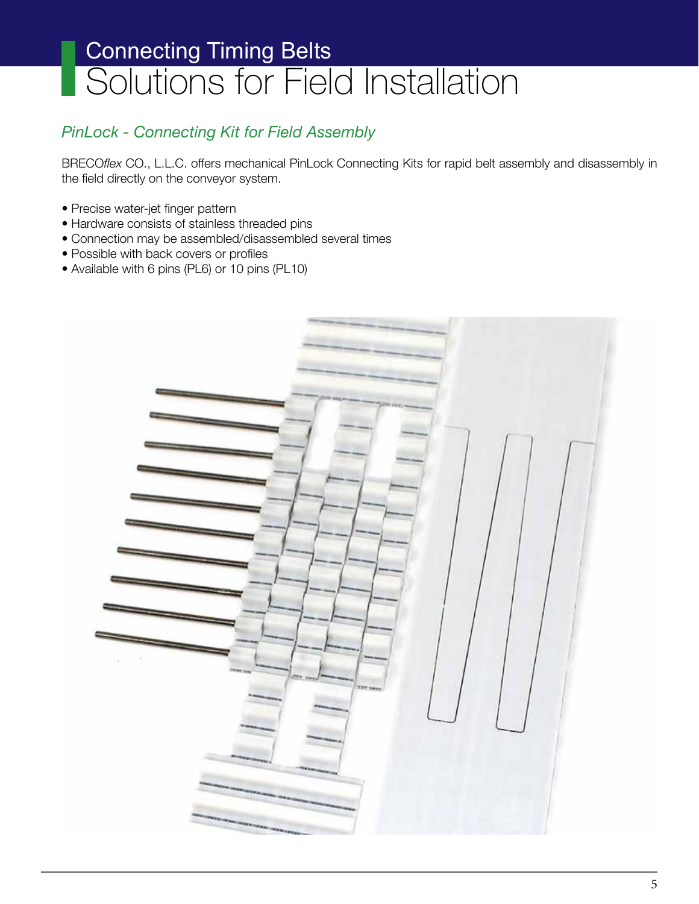# Connecting Timing Belts
# Solutions for Field Installation

## *PinLock - Connecting Kit for Field Assembly*

BRECO*flex* CO., L.L.C. offers mechanical PinLock Connecting Kits for rapid belt assembly and disassembly in the field directly on the conveyor system.

- Precise water-jet finger pattern
- Hardware consists of stainless threaded pins
- Connection may be assembled/disassembled several times
- Possible with back covers or profiles
- Available with 6 pins (PL6) or 10 pins (PL10)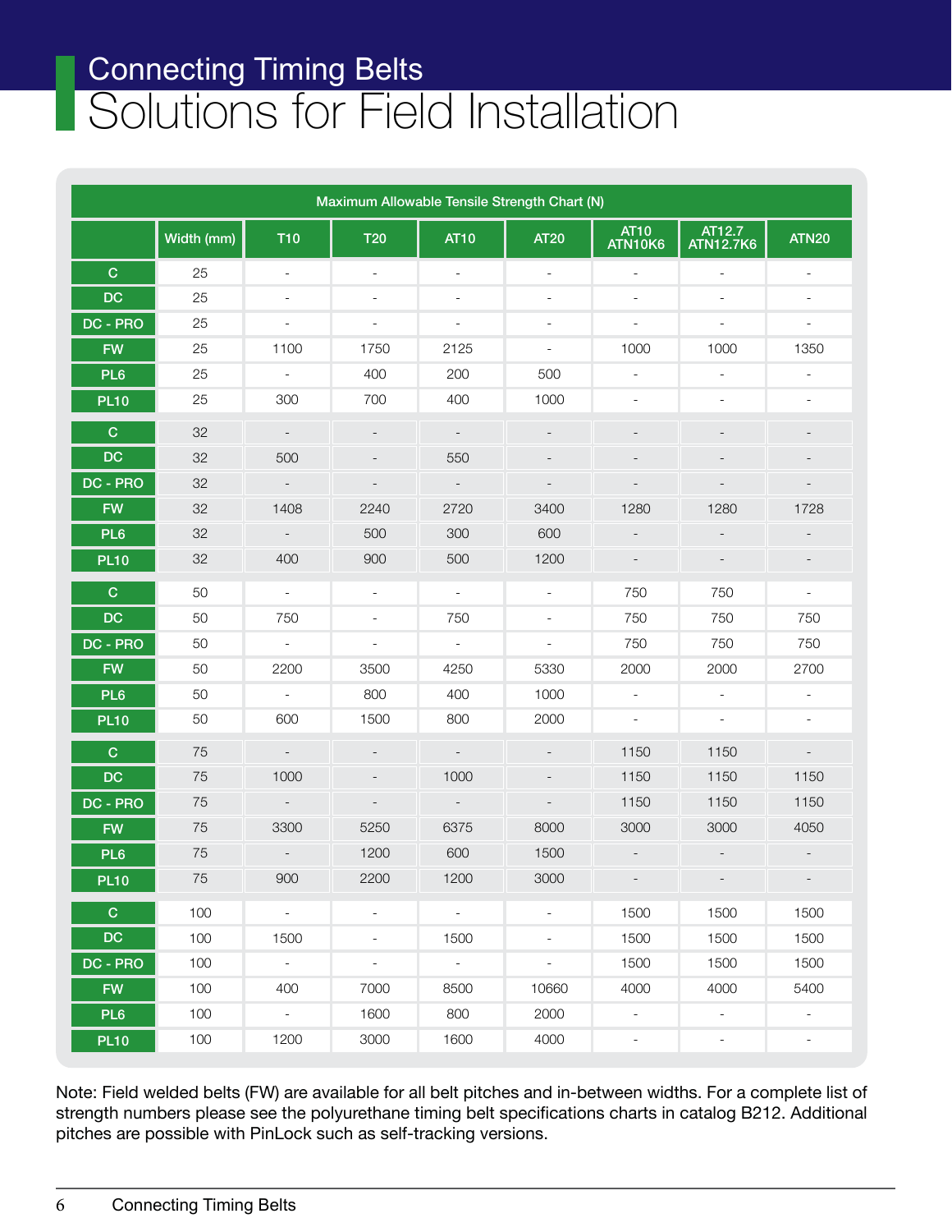# Connecting Timing Belts

## Solutions for Field Installation

| Maximum Allowable Tensile Strength Chart (N) | | | | | | | | |
|---|---|---|---|---|---|---|---|---|
| | Width (mm) | T10 | T20 | AT10 | AT20 | AT10 ATN10K6 | AT12.7 ATN12.7K6 | ATN20 |
| C | 25 | - | - | - | - | - | - | - |
| DC | 25 | - | - | - | - | - | - | - |
| DC - PRO | 25 | - | - | - | - | - | - | - |
| FW | 25 | 1100 | 1750 | 2125 | - | 1000 | 1000 | 1350 |
| PL6 | 25 | - | 400 | 200 | 500 | - | - | - |
| PL10 | 25 | 300 | 700 | 400 | 1000 | - | - | - |
| C | 32 | - | - | - | - | - | - | - |
| DC | 32 | 500 | - | 550 | - | - | - | - |
| DC - PRO | 32 | - | - | - | - | - | - | - |
| FW | 32 | 1408 | 2240 | 2720 | 3400 | 1280 | 1280 | 1728 |
| PL6 | 32 | - | 500 | 300 | 600 | - | - | - |
| PL10 | 32 | 400 | 900 | 500 | 1200 | - | - | - |
| C | 50 | - | - | - | - | 750 | 750 | - |
| DC | 50 | 750 | - | 750 | - | 750 | 750 | 750 |
| DC - PRO | 50 | - | - | - | - | 750 | 750 | 750 |
| FW | 50 | 2200 | 3500 | 4250 | 5330 | 2000 | 2000 | 2700 |
| PL6 | 50 | - | 800 | 400 | 1000 | - | - | - |
| PL10 | 50 | 600 | 1500 | 800 | 2000 | - | - | - |
| C | 75 | - | - | - | - | 1150 | 1150 | - |
| DC | 75 | 1000 | - | 1000 | - | 1150 | 1150 | 1150 |
| DC - PRO | 75 | - | - | - | - | 1150 | 1150 | 1150 |
| FW | 75 | 3300 | 5250 | 6375 | 8000 | 3000 | 3000 | 4050 |
| PL6 | 75 | - | 1200 | 600 | 1500 | - | - | - |
| PL10 | 75 | 900 | 2200 | 1200 | 3000 | - | - | - |
| C | 100 | - | - | - | - | 1500 | 1500 | 1500 |
| DC | 100 | 1500 | - | 1500 | - | 1500 | 1500 | 1500 |
| DC - PRO | 100 | - | - | - | - | 1500 | 1500 | 1500 |
| FW | 100 | 400 | 7000 | 8500 | 10660 | 4000 | 4000 | 5400 |
| PL6 | 100 | - | 1600 | 800 | 2000 | - | - | - |
| PL10 | 100 | 1200 | 3000 | 1600 | 4000 | - | - | - |

Note: Field welded belts (FW) are available for all belt pitches and in-between widths. For a complete list of strength numbers please see the polyurethane timing belt specifications charts in catalog B212. Additional pitches are possible with PinLock such as self-tracking versions.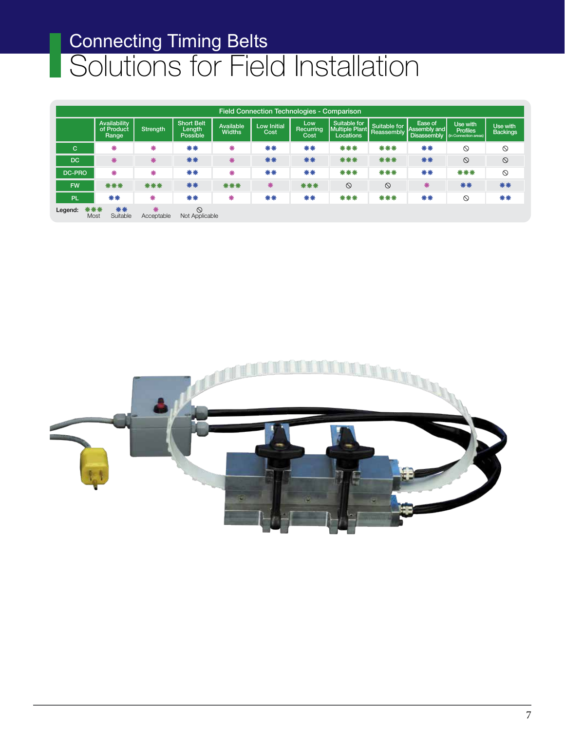# Connecting Timing Belts

# Solutions for Field Installation

| Field Connection Technologies - Comparison | | | | | | | | | | | |
|---|---|---|---|---|---|---|---|---|---|---|---|
| | Availability of Product Range | Strength | Short Belt Length Possible | Available Widths | Low Initial Cost | Low Recurring Cost | Suitable for Multiple Plant Locations | Suitable for Reassembly | Ease of Assembly and Disassembly | Use with Profiles (in Connection areas) | Use with Backings |
| C | * | * | ** | * | ** | ** | *** | *** | ** | ⃠ | ⃠ |
| DC | * | * | ** | * | ** | ** | *** | *** | ** | ⃠ | ⃠ |
| DC-PRO | * | * | ** | * | ** | ** | *** | *** | ** | *** | ⃠ |
| FW | *** | *** | ** | *** | * | *** | ⃠ | ⃠ | * | ** | ** |
| PL | ** | * | ** | * | ** | ** | *** | *** | ** | ⃠ | ** |

**Legend:** *** Most   ** Suitable   * Acceptable   ⃠ Not Applicable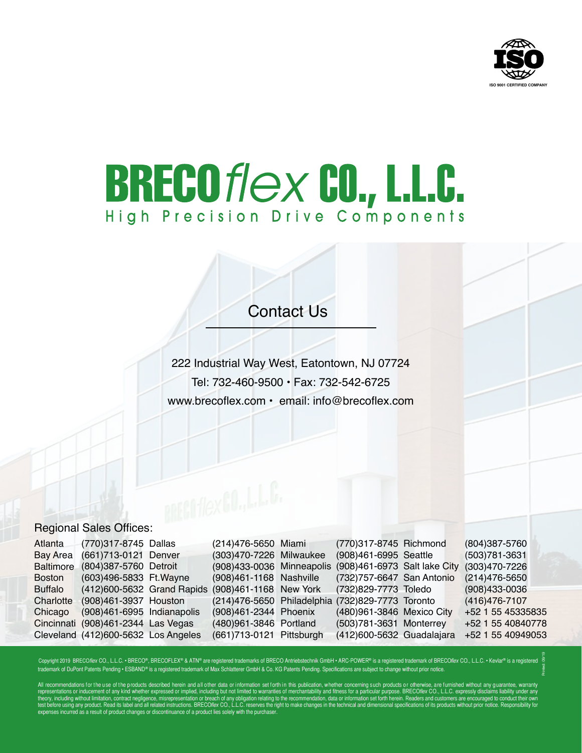ISO 9001 CERTIFIED COMPANY

# BRECO*flex* CO., L.L.C.

High Precision Drive Components

## Contact Us

222 Industrial Way West, Eatontown, NJ 07724

Tel: 732-460-9500 • Fax: 732-542-6725

www.brecoflex.com • email: info@brecoflex.com

### Regional Sales Offices:

| | | | | | | | |
|---|---|---|---|---|---|---|---|
| Atlanta | (770)317-8745 | Dallas | (214)476-5650 | Miami | (770)317-8745 | Richmond | (804)387-5760 |
| Bay Area | (661)713-0121 | Denver | (303)470-7226 | Milwaukee | (908)461-6995 | Seattle | (503)781-3631 |
| Baltimore | (804)387-5760 | Detroit | (908)433-0036 | Minneapolis | (908)461-6973 | Salt lake City | (303)470-7226 |
| Boston | (603)496-5833 | Ft.Wayne | (908)461-1168 | Nashville | (732)757-6647 | San Antonio | (214)476-5650 |
| Buffalo | (412)600-5632 | Grand Rapids | (908)461-1168 | New York | (732)829-7773 | Toledo | (908)433-0036 |
| Charlotte | (908)461-3937 | Houston | (214)476-5650 | Philadelphia | (732)829-7773 | Toronto | (416)476-7107 |
| Chicago | (908)461-6995 | Indianapolis | (908)461-2344 | Phoenix | (480)961-3846 | Mexico City | +52 1 55 45335835 |
| Cincinnati | (908)461-2344 | Las Vegas | (480)961-3846 | Portland | (503)781-3631 | Monterrey | +52 1 55 40840778 |
| Cleveland | (412)600-5632 | Los Angeles | (661)713-0121 | Pittsburgh | (412)600-5632 | Guadalajara | +52 1 55 40949053 |

Copyright 2019 BRECO*flex* CO., L.L.C. • BRECO®, BRECOFLEX® & ATN® are registered trademarks of BRECO Antriebstechnik GmbH • ARC-POWER® is a registered trademark of BRECO*flex* CO., L.L.C. • Kevlar® is a registered trademark of DuPont Patents Pending • ESBAND® is a registered trademark of Max Schlatterer GmbH & Co. KG Patents Pending. Specifications are subject to change without prior notice.

Printed: 09/19

All recommendations for the use of the products described herein and all other data or information set forth in this publication, whether concerning such products or otherwise, are furnished without any guarantee, warranty representations or inducement of any kind whether expressed or implied, including but not limited to warranties of merchantability and fitness for a particular purpose. BRECO*flex* CO., L.L.C. expressly disclaims liability under any theory, including without limitation, contract negligence, misrepresentation or breach of any obligation relating to the recommendation, data or information set forth herein. Readers and customers are encouraged to conduct their own test before using any product. Read its label and all related instructions. BRECO*flex* CO., L.L.C. reserves the right to make changes in the technical and dimensional specifications of its products without prior notice. Responsibility for expenses incurred as a result of product changes or discontinuance of a product lies solely with the purchaser.